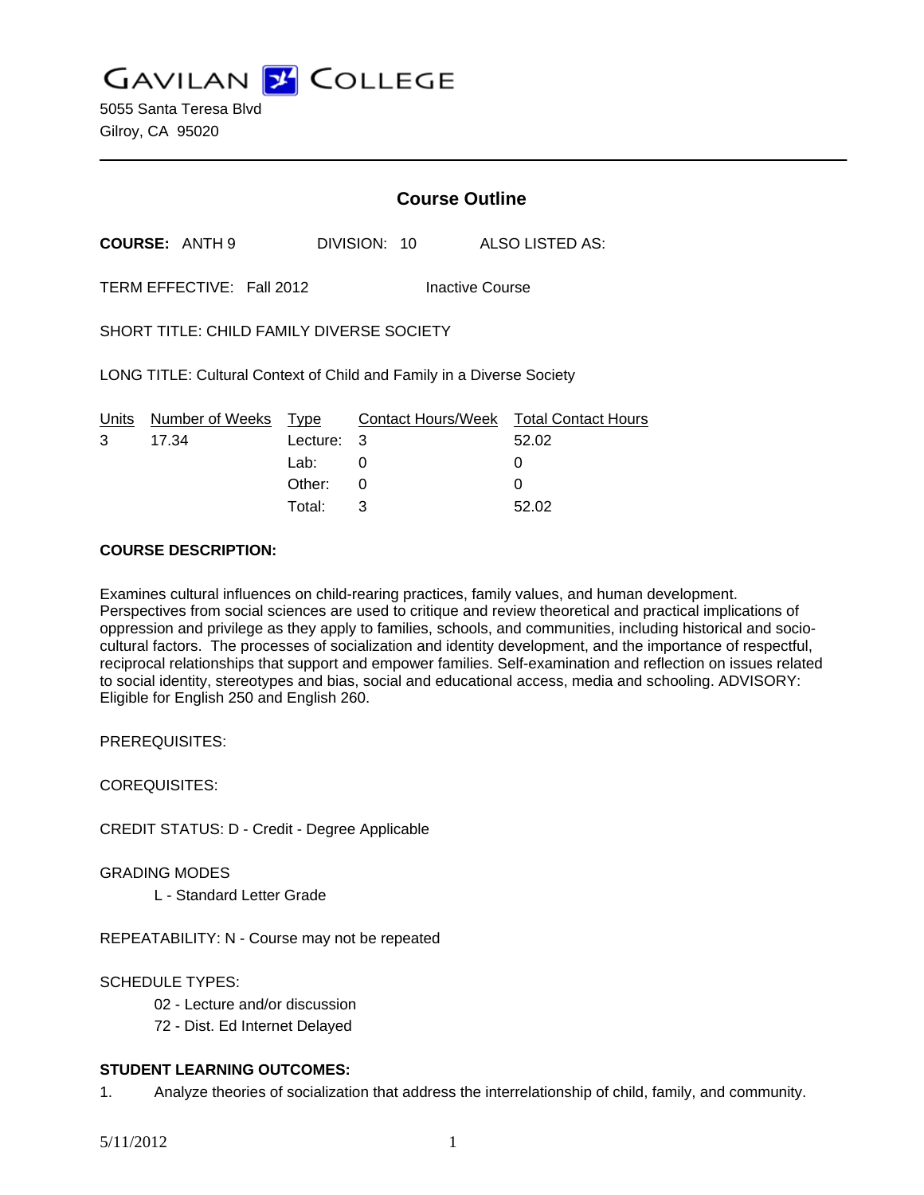GAVILAN COLLEGE

5055 Santa Teresa Blvd
Gilroy, CA 95020

## Course Outline

**COURSE:** ANTH 9 DIVISION: 10 ALSO LISTED AS:

TERM EFFECTIVE: Fall 2012 Inactive Course

SHORT TITLE: CHILD FAMILY DIVERSE SOCIETY

LONG TITLE: Cultural Context of Child and Family in a Diverse Society

| Units | Number of Weeks | Type | Contact Hours/Week | Total Contact Hours |
|---|---|---|---|---|
| 3 | 17.34 | Lecture: | 3 | 52.02 |
| | | Lab: | 0 | 0 |
| | | Other: | 0 | 0 |
| | | Total: | 3 | 52.02 |

**COURSE DESCRIPTION:**

Examines cultural influences on child-rearing practices, family values, and human development. Perspectives from social sciences are used to critique and review theoretical and practical implications of oppression and privilege as they apply to families, schools, and communities, including historical and socio-cultural factors. The processes of socialization and identity development, and the importance of respectful, reciprocal relationships that support and empower families. Self-examination and reflection on issues related to social identity, stereotypes and bias, social and educational access, media and schooling. ADVISORY: Eligible for English 250 and English 260.

PREREQUISITES:

COREQUISITES:

CREDIT STATUS: D - Credit - Degree Applicable

GRADING MODES

L - Standard Letter Grade

REPEATABILITY: N - Course may not be repeated

SCHEDULE TYPES:

02 - Lecture and/or discussion

72 - Dist. Ed Internet Delayed

**STUDENT LEARNING OUTCOMES:**

1. Analyze theories of socialization that address the interrelationship of child, family, and community.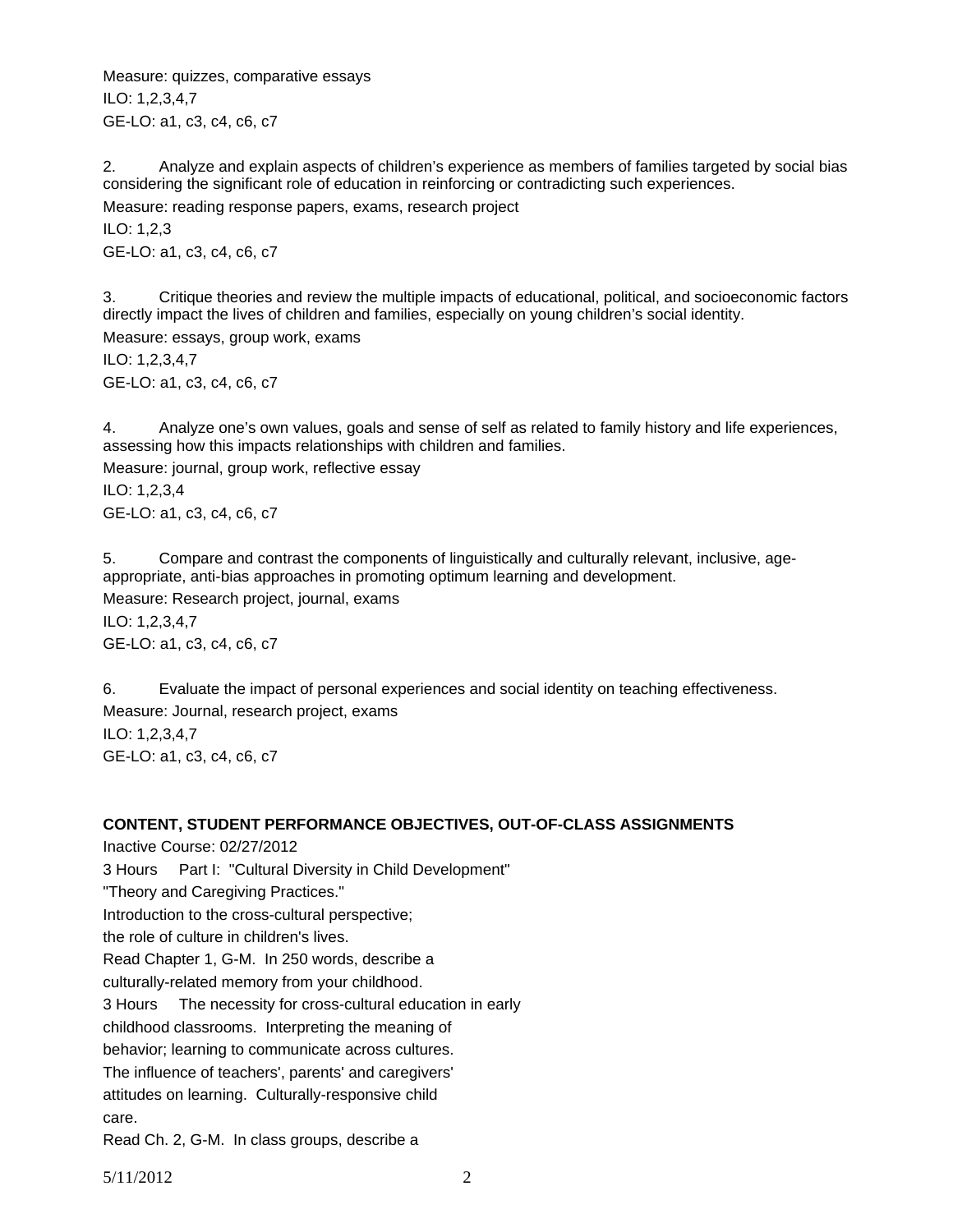Measure: quizzes, comparative essays

ILO: 1,2,3,4,7

GE-LO: a1, c3, c4, c6, c7

2. Analyze and explain aspects of children's experience as members of families targeted by social bias considering the significant role of education in reinforcing or contradicting such experiences.

Measure: reading response papers, exams, research project

ILO: 1,2,3

GE-LO: a1, c3, c4, c6, c7

3. Critique theories and review the multiple impacts of educational, political, and socioeconomic factors directly impact the lives of children and families, especially on young children's social identity.

Measure: essays, group work, exams

ILO: 1,2,3,4,7

GE-LO: a1, c3, c4, c6, c7

4. Analyze one's own values, goals and sense of self as related to family history and life experiences, assessing how this impacts relationships with children and families.

Measure: journal, group work, reflective essay

ILO: 1,2,3,4

GE-LO: a1, c3, c4, c6, c7

5. Compare and contrast the components of linguistically and culturally relevant, inclusive, age-appropriate, anti-bias approaches in promoting optimum learning and development.

Measure: Research project, journal, exams

ILO: 1,2,3,4,7

GE-LO: a1, c3, c4, c6, c7

6. Evaluate the impact of personal experiences and social identity on teaching effectiveness.

Measure: Journal, research project, exams

ILO: 1,2,3,4,7

GE-LO: a1, c3, c4, c6, c7

**CONTENT, STUDENT PERFORMANCE OBJECTIVES, OUT-OF-CLASS ASSIGNMENTS**

Inactive Course: 02/27/2012

3 Hours Part I: "Cultural Diversity in Child Development"
"Theory and Caregiving Practices."
Introduction to the cross-cultural perspective;
the role of culture in children's lives.
Read Chapter 1, G-M. In 250 words, describe a
culturally-related memory from your childhood.

3 Hours The necessity for cross-cultural education in early
childhood classrooms. Interpreting the meaning of
behavior; learning to communicate across cultures.
The influence of teachers', parents' and caregivers'
attitudes on learning. Culturally-responsive child
care.
Read Ch. 2, G-M. In class groups, describe a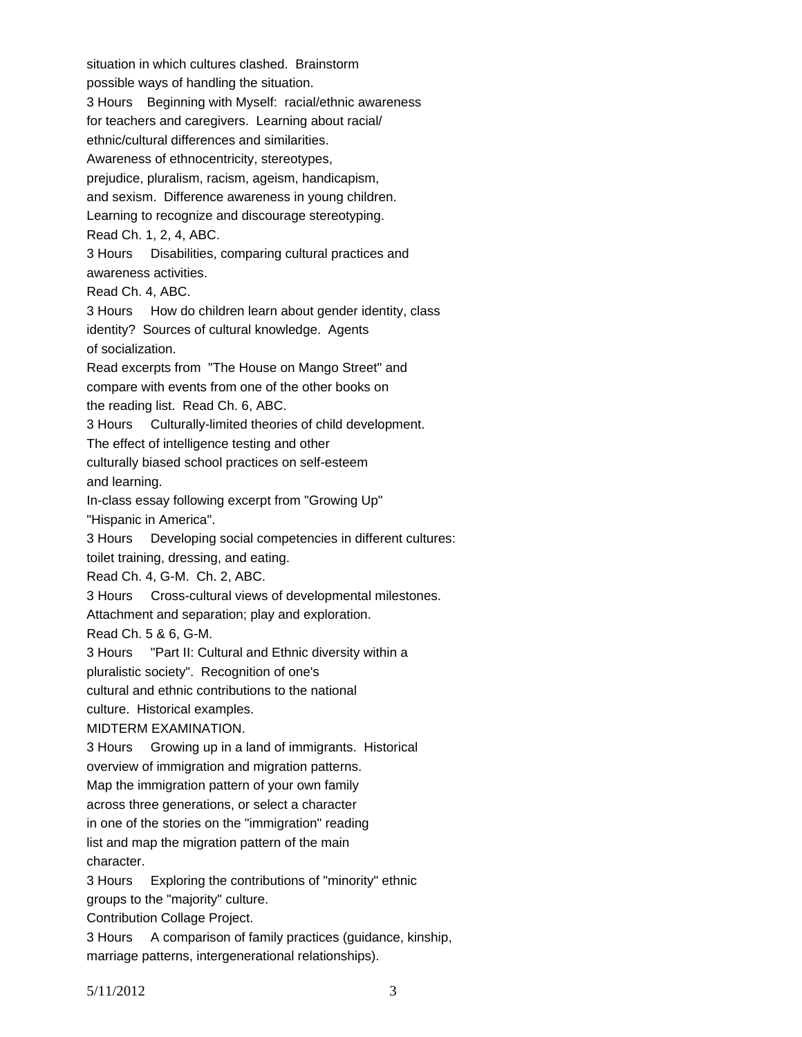situation in which cultures clashed. Brainstorm
possible ways of handling the situation.

3 Hours Beginning with Myself: racial/ethnic awareness
for teachers and caregivers. Learning about racial/
ethnic/cultural differences and similarities.
Awareness of ethnocentricity, stereotypes,
prejudice, pluralism, racism, ageism, handicapism,
and sexism. Difference awareness in young children.
Learning to recognize and discourage stereotyping.
Read Ch. 1, 2, 4, ABC.

3 Hours Disabilities, comparing cultural practices and
awareness activities.
Read Ch. 4, ABC.

3 Hours How do children learn about gender identity, class
identity? Sources of cultural knowledge. Agents
of socialization.
Read excerpts from "The House on Mango Street" and
compare with events from one of the other books on
the reading list. Read Ch. 6, ABC.

3 Hours Culturally-limited theories of child development.
The effect of intelligence testing and other
culturally biased school practices on self-esteem
and learning.
In-class essay following excerpt from "Growing Up"
"Hispanic in America".

3 Hours Developing social competencies in different cultures:
toilet training, dressing, and eating.
Read Ch. 4, G-M. Ch. 2, ABC.

3 Hours Cross-cultural views of developmental milestones.
Attachment and separation; play and exploration.
Read Ch. 5 & 6, G-M.

3 Hours "Part II: Cultural and Ethnic diversity within a
pluralistic society". Recognition of one's
cultural and ethnic contributions to the national
culture. Historical examples.
MIDTERM EXAMINATION.

3 Hours Growing up in a land of immigrants. Historical
overview of immigration and migration patterns.
Map the immigration pattern of your own family
across three generations, or select a character
in one of the stories on the "immigration" reading
list and map the migration pattern of the main
character.

3 Hours Exploring the contributions of "minority" ethnic
groups to the "majority" culture.
Contribution Collage Project.

3 Hours A comparison of family practices (guidance, kinship,
marriage patterns, intergenerational relationships).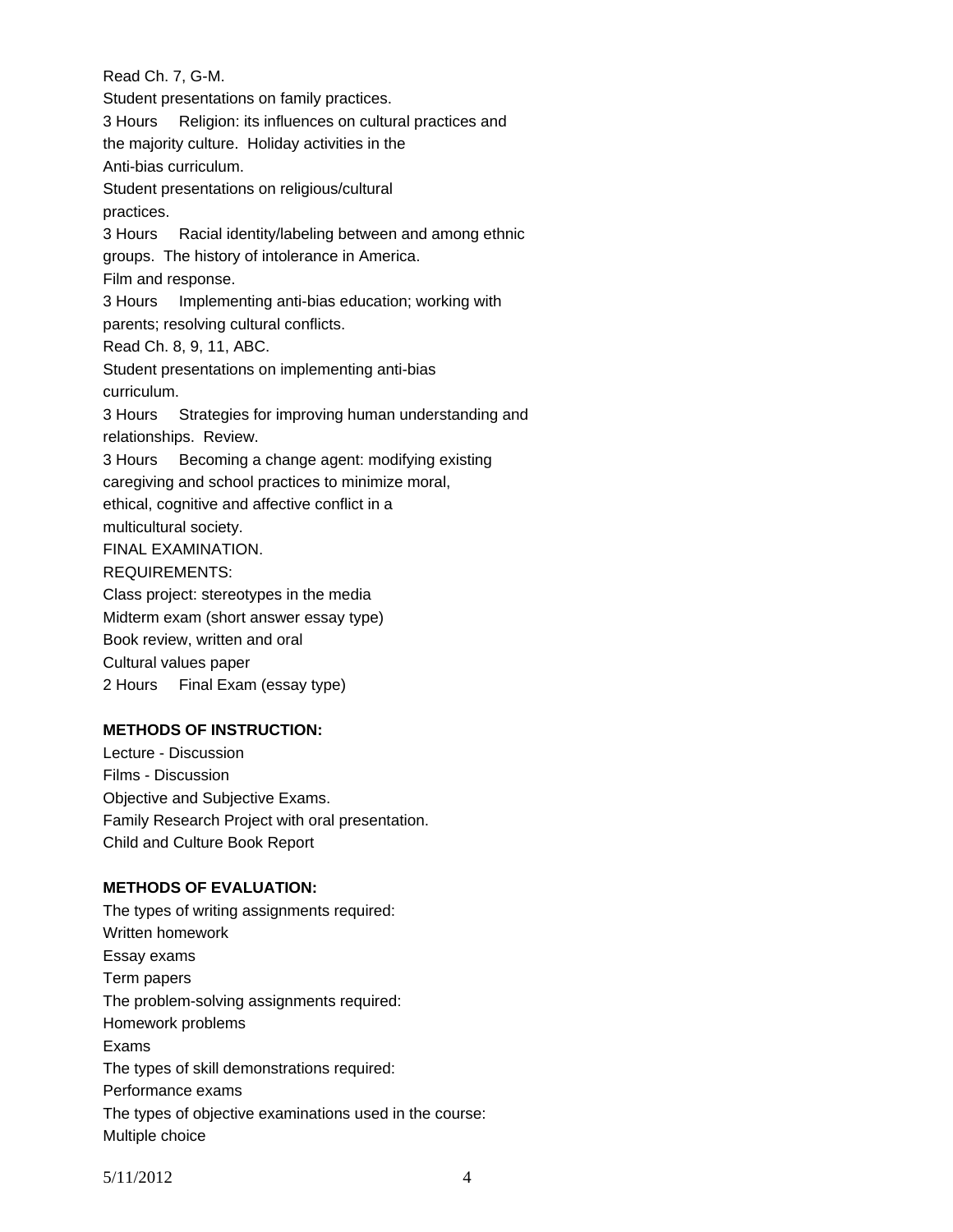Read Ch. 7, G-M.

Student presentations on family practices.

3 Hours Religion: its influences on cultural practices and the majority culture. Holiday activities in the Anti-bias curriculum.

Student presentations on religious/cultural practices.

3 Hours Racial identity/labeling between and among ethnic groups. The history of intolerance in America.

Film and response.

3 Hours Implementing anti-bias education; working with parents; resolving cultural conflicts.

Read Ch. 8, 9, 11, ABC.

Student presentations on implementing anti-bias curriculum.

3 Hours Strategies for improving human understanding and relationships. Review.

3 Hours Becoming a change agent: modifying existing caregiving and school practices to minimize moral, ethical, cognitive and affective conflict in a multicultural society.

FINAL EXAMINATION.

REQUIREMENTS:

Class project: stereotypes in the media

Midterm exam (short answer essay type)

Book review, written and oral

Cultural values paper

2 Hours Final Exam (essay type)

**METHODS OF INSTRUCTION:**

Lecture - Discussion

Films - Discussion

Objective and Subjective Exams.

Family Research Project with oral presentation.

Child and Culture Book Report

**METHODS OF EVALUATION:**

The types of writing assignments required:

Written homework

Essay exams

Term papers

The problem-solving assignments required:

Homework problems

Exams

The types of skill demonstrations required:

Performance exams

The types of objective examinations used in the course:

Multiple choice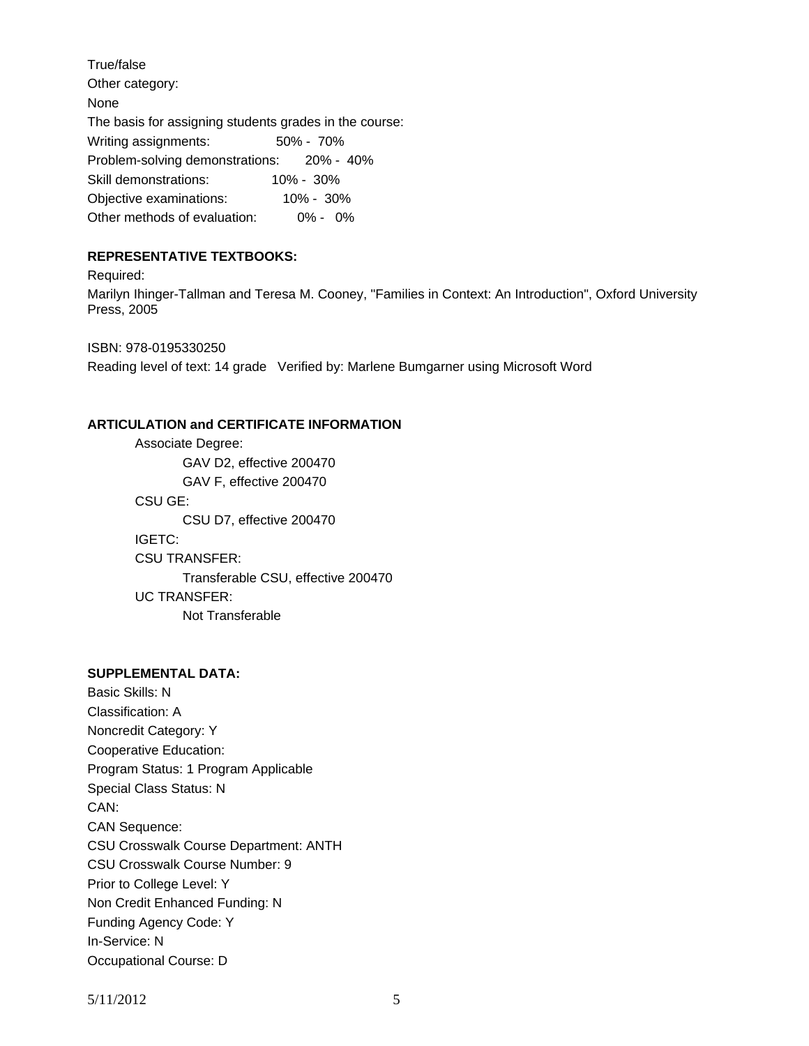True/false

Other category:

None

The basis for assigning students grades in the course:

Writing assignments: 50% - 70%

Problem-solving demonstrations: 20% - 40%

Skill demonstrations: 10% - 30%

Objective examinations: 10% - 30%

Other methods of evaluation: 0% - 0%

**REPRESENTATIVE TEXTBOOKS:**

Required:

Marilyn Ihinger-Tallman and Teresa M. Cooney, "Families in Context: An Introduction", Oxford University Press, 2005

ISBN: 978-0195330250

Reading level of text: 14 grade Verified by: Marlene Bumgarner using Microsoft Word

**ARTICULATION and CERTIFICATE INFORMATION**

- Associate Degree:
  - GAV D2, effective 200470
  - GAV F, effective 200470
- CSU GE:
  - CSU D7, effective 200470
- IGETC:
- CSU TRANSFER:
  - Transferable CSU, effective 200470
- UC TRANSFER:
  - Not Transferable

**SUPPLEMENTAL DATA:**

Basic Skills: N

Classification: A

Noncredit Category: Y

Cooperative Education:

Program Status: 1 Program Applicable

Special Class Status: N

CAN:

CAN Sequence:

CSU Crosswalk Course Department: ANTH

CSU Crosswalk Course Number: 9

Prior to College Level: Y

Non Credit Enhanced Funding: N

Funding Agency Code: Y

In-Service: N

Occupational Course: D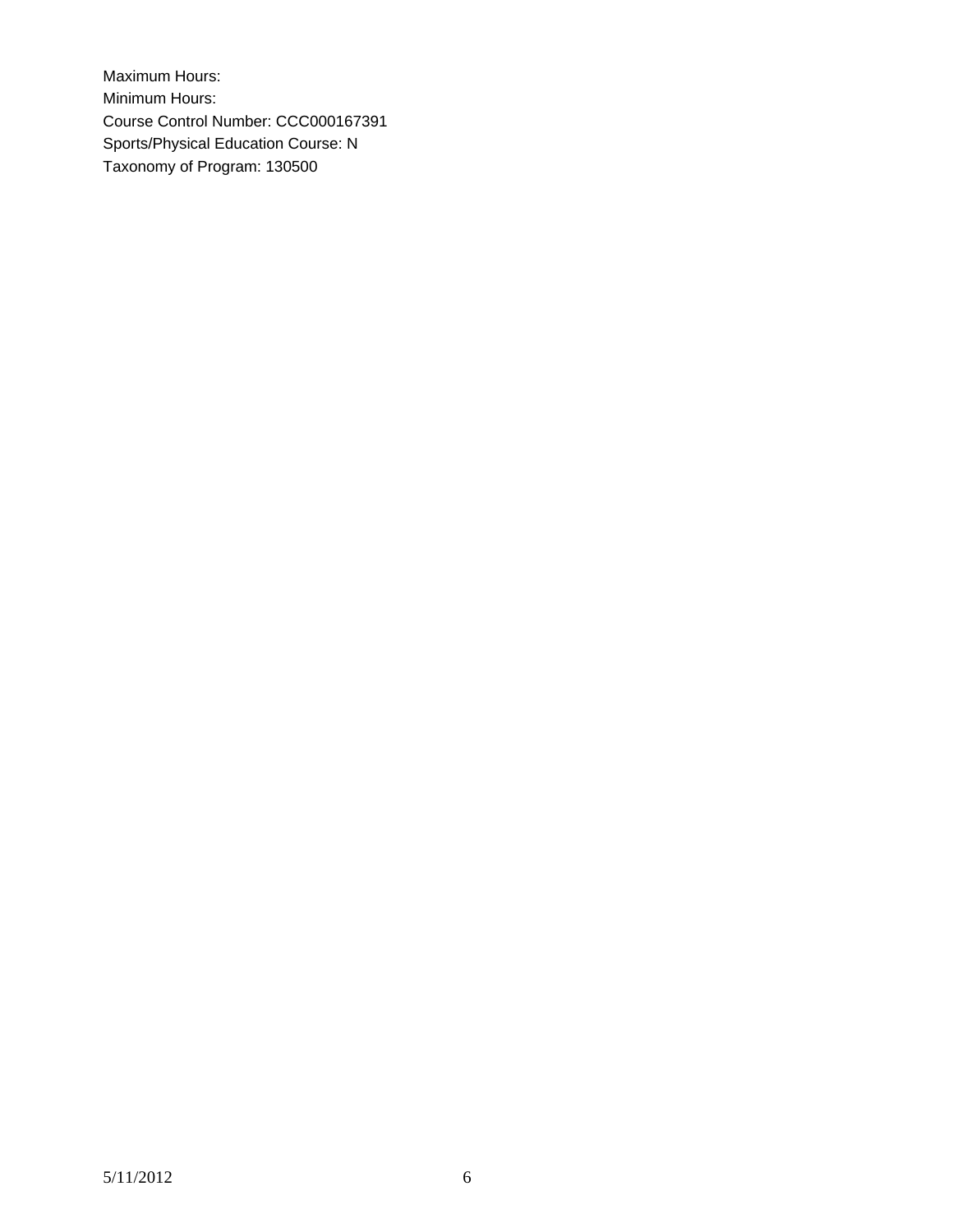Maximum Hours:
Minimum Hours:
Course Control Number: CCC000167391
Sports/Physical Education Course: N
Taxonomy of Program: 130500